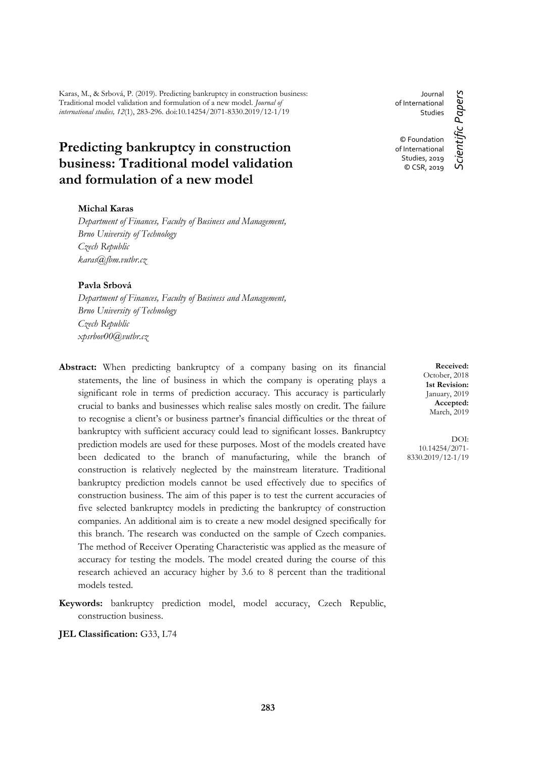Karas, M., & Srbová, P. (2019). Predicting bankruptcy in construction business: Traditional model validation and formulation of a new model. *Journal of international studies, 12*(1), 283-296. doi:10.14254/2071-8330.2019/12-1/19

Journal of International Studies

© Foundation of International Studies, 2019
© CSR, 2019

*Scientific Papers*

# Predicting bankruptcy in construction business: Traditional model validation and formulation of a new model

**Michal Karas**
*Department of Finances, Faculty of Business and Management, Brno University of Technology*
*Czech Republic*
*karas@fbm.vutbr.cz*

**Pavla Srbová**
*Department of Finances, Faculty of Business and Management, Brno University of Technology*
*Czech Republic*
*xpsrbov00@vutbr.cz*

**Abstract:** When predicting bankruptcy of a company basing on its financial statements, the line of business in which the company is operating plays a significant role in terms of prediction accuracy. This accuracy is particularly crucial to banks and businesses which realise sales mostly on credit. The failure to recognise a client's or business partner's financial difficulties or the threat of bankruptcy with sufficient accuracy could lead to significant losses. Bankruptcy prediction models are used for these purposes. Most of the models created have been dedicated to the branch of manufacturing, while the branch of construction is relatively neglected by the mainstream literature. Traditional bankruptcy prediction models cannot be used effectively due to specifics of construction business. The aim of this paper is to test the current accuracies of five selected bankruptcy models in predicting the bankruptcy of construction companies. An additional aim is to create a new model designed specifically for this branch. The research was conducted on the sample of Czech companies. The method of Receiver Operating Characteristic was applied as the measure of accuracy for testing the models. The model created during the course of this research achieved an accuracy higher by 3.6 to 8 percent than the traditional models tested.

**Received:** October, 2018
**1st Revision:** January, 2019
**Accepted:** March, 2019

DOI: 10.14254/2071-8330.2019/12-1/19

**Keywords:** bankruptcy prediction model, model accuracy, Czech Republic, construction business.

**JEL Classification:** G33, L74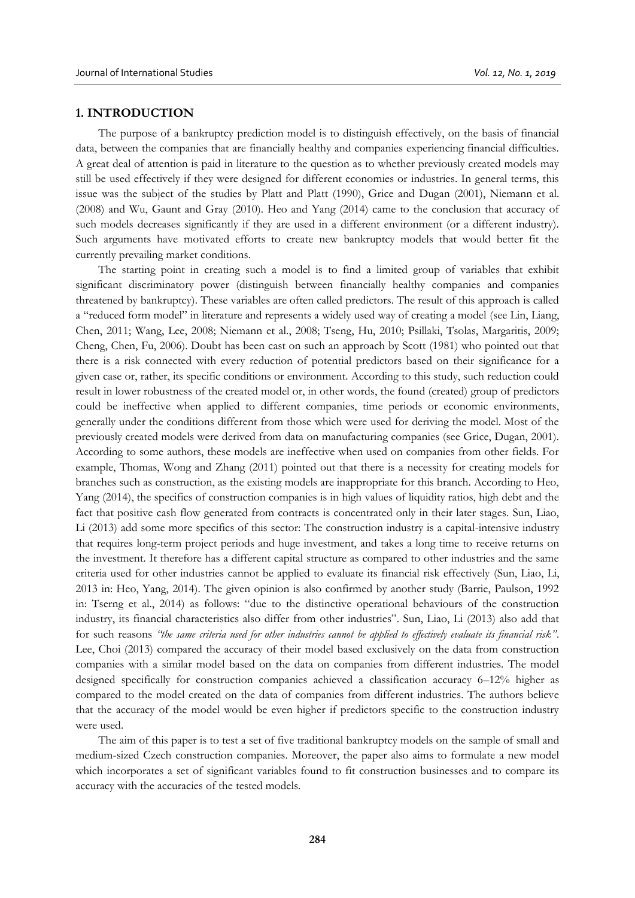## 1. INTRODUCTION

The purpose of a bankruptcy prediction model is to distinguish effectively, on the basis of financial data, between the companies that are financially healthy and companies experiencing financial difficulties. A great deal of attention is paid in literature to the question as to whether previously created models may still be used effectively if they were designed for different economies or industries. In general terms, this issue was the subject of the studies by Platt and Platt (1990), Grice and Dugan (2001), Niemann et al. (2008) and Wu, Gaunt and Gray (2010). Heo and Yang (2014) came to the conclusion that accuracy of such models decreases significantly if they are used in a different environment (or a different industry). Such arguments have motivated efforts to create new bankruptcy models that would better fit the currently prevailing market conditions.

The starting point in creating such a model is to find a limited group of variables that exhibit significant discriminatory power (distinguish between financially healthy companies and companies threatened by bankruptcy). These variables are often called predictors. The result of this approach is called a "reduced form model" in literature and represents a widely used way of creating a model (see Lin, Liang, Chen, 2011; Wang, Lee, 2008; Niemann et al., 2008; Tseng, Hu, 2010; Psillaki, Tsolas, Margaritis, 2009; Cheng, Chen, Fu, 2006). Doubt has been cast on such an approach by Scott (1981) who pointed out that there is a risk connected with every reduction of potential predictors based on their significance for a given case or, rather, its specific conditions or environment. According to this study, such reduction could result in lower robustness of the created model or, in other words, the found (created) group of predictors could be ineffective when applied to different companies, time periods or economic environments, generally under the conditions different from those which were used for deriving the model. Most of the previously created models were derived from data on manufacturing companies (see Grice, Dugan, 2001). According to some authors, these models are ineffective when used on companies from other fields. For example, Thomas, Wong and Zhang (2011) pointed out that there is a necessity for creating models for branches such as construction, as the existing models are inappropriate for this branch. According to Heo, Yang (2014), the specifics of construction companies is in high values of liquidity ratios, high debt and the fact that positive cash flow generated from contracts is concentrated only in their later stages. Sun, Liao, Li (2013) add some more specifics of this sector: The construction industry is a capital-intensive industry that requires long-term project periods and huge investment, and takes a long time to receive returns on the investment. It therefore has a different capital structure as compared to other industries and the same criteria used for other industries cannot be applied to evaluate its financial risk effectively (Sun, Liao, Li, 2013 in: Heo, Yang, 2014). The given opinion is also confirmed by another study (Barrie, Paulson, 1992 in: Tserng et al., 2014) as follows: "due to the distinctive operational behaviours of the construction industry, its financial characteristics also differ from other industries". Sun, Liao, Li (2013) also add that for such reasons *"the same criteria used for other industries cannot be applied to effectively evaluate its financial risk"*. Lee, Choi (2013) compared the accuracy of their model based exclusively on the data from construction companies with a similar model based on the data on companies from different industries. The model designed specifically for construction companies achieved a classification accuracy 6–12% higher as compared to the model created on the data of companies from different industries. The authors believe that the accuracy of the model would be even higher if predictors specific to the construction industry were used.

The aim of this paper is to test a set of five traditional bankruptcy models on the sample of small and medium-sized Czech construction companies. Moreover, the paper also aims to formulate a new model which incorporates a set of significant variables found to fit construction businesses and to compare its accuracy with the accuracies of the tested models.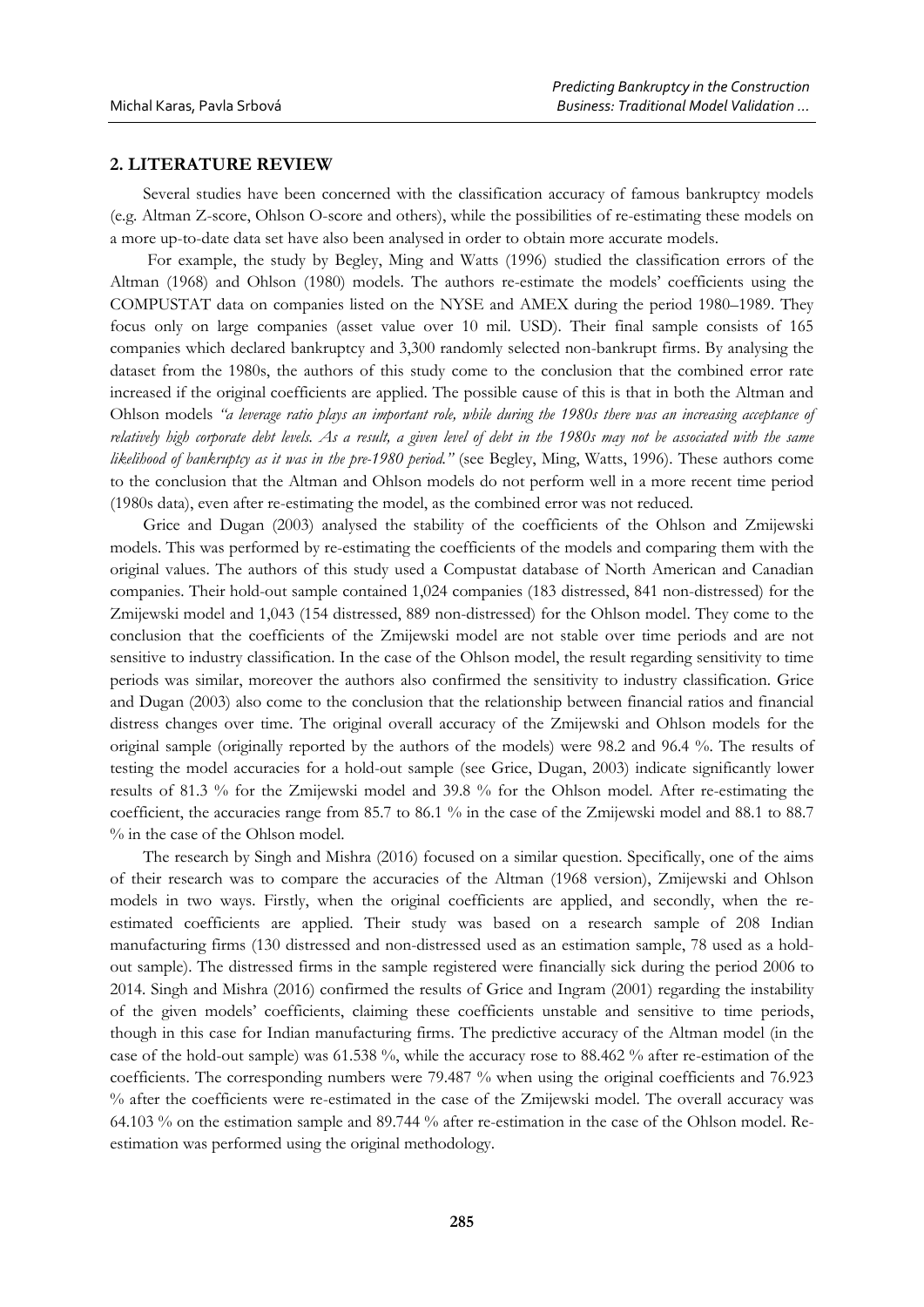## 2. LITERATURE REVIEW

Several studies have been concerned with the classification accuracy of famous bankruptcy models (e.g. Altman Z-score, Ohlson O-score and others), while the possibilities of re-estimating these models on a more up-to-date data set have also been analysed in order to obtain more accurate models.

For example, the study by Begley, Ming and Watts (1996) studied the classification errors of the Altman (1968) and Ohlson (1980) models. The authors re-estimate the models' coefficients using the COMPUSTAT data on companies listed on the NYSE and AMEX during the period 1980–1989. They focus only on large companies (asset value over 10 mil. USD). Their final sample consists of 165 companies which declared bankruptcy and 3,300 randomly selected non-bankrupt firms. By analysing the dataset from the 1980s, the authors of this study come to the conclusion that the combined error rate increased if the original coefficients are applied. The possible cause of this is that in both the Altman and Ohlson models *"a leverage ratio plays an important role, while during the 1980s there was an increasing acceptance of relatively high corporate debt levels. As a result, a given level of debt in the 1980s may not be associated with the same likelihood of bankruptcy as it was in the pre-1980 period."* (see Begley, Ming, Watts, 1996). These authors come to the conclusion that the Altman and Ohlson models do not perform well in a more recent time period (1980s data), even after re-estimating the model, as the combined error was not reduced.

Grice and Dugan (2003) analysed the stability of the coefficients of the Ohlson and Zmijewski models. This was performed by re-estimating the coefficients of the models and comparing them with the original values. The authors of this study used a Compustat database of North American and Canadian companies. Their hold-out sample contained 1,024 companies (183 distressed, 841 non-distressed) for the Zmijewski model and 1,043 (154 distressed, 889 non-distressed) for the Ohlson model. They come to the conclusion that the coefficients of the Zmijewski model are not stable over time periods and are not sensitive to industry classification. In the case of the Ohlson model, the result regarding sensitivity to time periods was similar, moreover the authors also confirmed the sensitivity to industry classification. Grice and Dugan (2003) also come to the conclusion that the relationship between financial ratios and financial distress changes over time. The original overall accuracy of the Zmijewski and Ohlson models for the original sample (originally reported by the authors of the models) were 98.2 and 96.4 %. The results of testing the model accuracies for a hold-out sample (see Grice, Dugan, 2003) indicate significantly lower results of 81.3 % for the Zmijewski model and 39.8 % for the Ohlson model. After re-estimating the coefficient, the accuracies range from 85.7 to 86.1 % in the case of the Zmijewski model and 88.1 to 88.7 % in the case of the Ohlson model.

The research by Singh and Mishra (2016) focused on a similar question. Specifically, one of the aims of their research was to compare the accuracies of the Altman (1968 version), Zmijewski and Ohlson models in two ways. Firstly, when the original coefficients are applied, and secondly, when the re-estimated coefficients are applied. Their study was based on a research sample of 208 Indian manufacturing firms (130 distressed and non-distressed used as an estimation sample, 78 used as a hold-out sample). The distressed firms in the sample registered were financially sick during the period 2006 to 2014. Singh and Mishra (2016) confirmed the results of Grice and Ingram (2001) regarding the instability of the given models' coefficients, claiming these coefficients unstable and sensitive to time periods, though in this case for Indian manufacturing firms. The predictive accuracy of the Altman model (in the case of the hold-out sample) was 61.538 %, while the accuracy rose to 88.462 % after re-estimation of the coefficients. The corresponding numbers were 79.487 % when using the original coefficients and 76.923 % after the coefficients were re-estimated in the case of the Zmijewski model. The overall accuracy was 64.103 % on the estimation sample and 89.744 % after re-estimation in the case of the Ohlson model. Re-estimation was performed using the original methodology.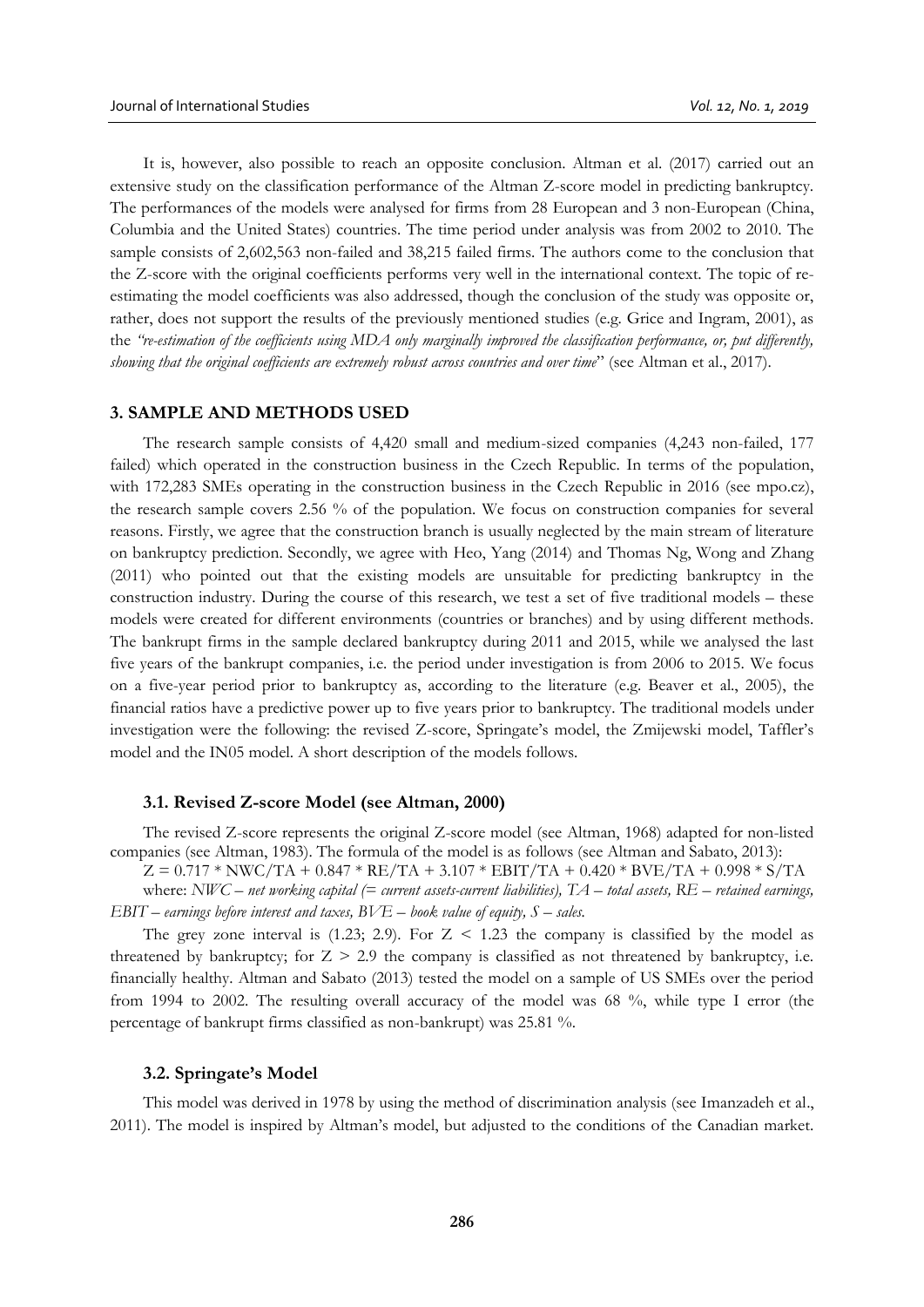It is, however, also possible to reach an opposite conclusion. Altman et al. (2017) carried out an extensive study on the classification performance of the Altman Z-score model in predicting bankruptcy. The performances of the models were analysed for firms from 28 European and 3 non-European (China, Columbia and the United States) countries. The time period under analysis was from 2002 to 2010. The sample consists of 2,602,563 non-failed and 38,215 failed firms. The authors come to the conclusion that the Z-score with the original coefficients performs very well in the international context. The topic of re-estimating the model coefficients was also addressed, though the conclusion of the study was opposite or, rather, does not support the results of the previously mentioned studies (e.g. Grice and Ingram, 2001), as the *"re-estimation of the coefficients using MDA only marginally improved the classification performance, or, put differently, showing that the original coefficients are extremely robust across countries and over time*" (see Altman et al., 2017).

## 3. SAMPLE AND METHODS USED

The research sample consists of 4,420 small and medium-sized companies (4,243 non-failed, 177 failed) which operated in the construction business in the Czech Republic. In terms of the population, with 172,283 SMEs operating in the construction business in the Czech Republic in 2016 (see mpo.cz), the research sample covers 2.56 % of the population. We focus on construction companies for several reasons. Firstly, we agree that the construction branch is usually neglected by the main stream of literature on bankruptcy prediction. Secondly, we agree with Heo, Yang (2014) and Thomas Ng, Wong and Zhang (2011) who pointed out that the existing models are unsuitable for predicting bankruptcy in the construction industry. During the course of this research, we test a set of five traditional models – these models were created for different environments (countries or branches) and by using different methods. The bankrupt firms in the sample declared bankruptcy during 2011 and 2015, while we analysed the last five years of the bankrupt companies, i.e. the period under investigation is from 2006 to 2015. We focus on a five-year period prior to bankruptcy as, according to the literature (e.g. Beaver et al., 2005), the financial ratios have a predictive power up to five years prior to bankruptcy. The traditional models under investigation were the following: the revised Z-score, Springate's model, the Zmijewski model, Taffler's model and the IN05 model. A short description of the models follows.

### 3.1. Revised Z-score Model (see Altman, 2000)

The revised Z-score represents the original Z-score model (see Altman, 1968) adapted for non-listed companies (see Altman, 1983). The formula of the model is as follows (see Altman and Sabato, 2013):

$$Z = 0.717 * NWC/TA + 0.847 * RE/TA + 3.107 * EBIT/TA + 0.420 * BVE/TA + 0.998 * S/TA$$

where: *NWC – net working capital (= current assets-current liabilities), TA – total assets, RE – retained earnings, EBIT – earnings before interest and taxes, BVE – book value of equity, S – sales.*

The grey zone interval is (1.23; 2.9). For $Z < 1.23$ the company is classified by the model as threatened by bankruptcy; for $Z > 2.9$ the company is classified as not threatened by bankruptcy, i.e. financially healthy. Altman and Sabato (2013) tested the model on a sample of US SMEs over the period from 1994 to 2002. The resulting overall accuracy of the model was 68 %, while type I error (the percentage of bankrupt firms classified as non-bankrupt) was 25.81 %.

### 3.2. Springate's Model

This model was derived in 1978 by using the method of discrimination analysis (see Imanzadeh et al., 2011). The model is inspired by Altman's model, but adjusted to the conditions of the Canadian market.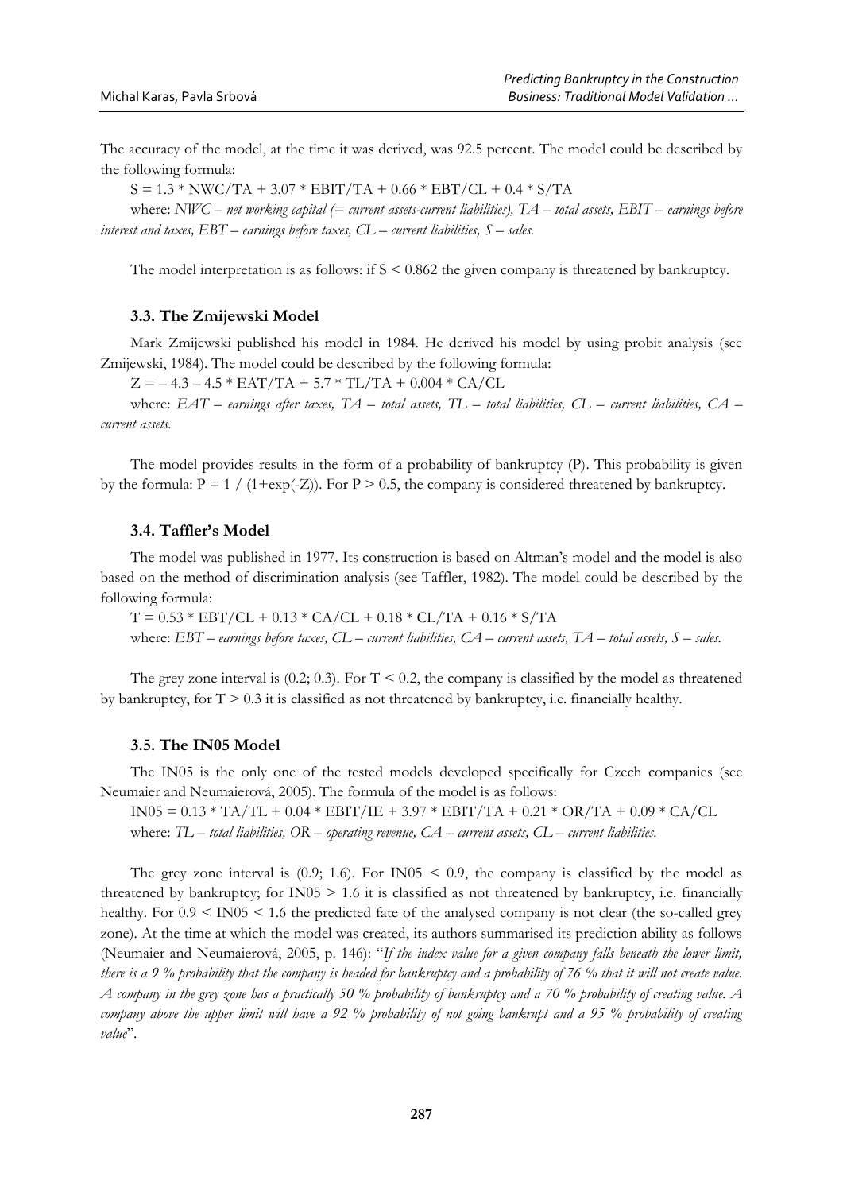The accuracy of the model, at the time it was derived, was 92.5 percent. The model could be described by the following formula:

$$S = 1.3 * NWC/TA + 3.07 * EBIT/TA + 0.66 * EBT/CL + 0.4 * S/TA$$

where: *NWC – net working capital (= current assets-current liabilities), TA – total assets, EBIT – earnings before interest and taxes, EBT – earnings before taxes, CL – current liabilities, S – sales.*

The model interpretation is as follows: if $S < 0.862$ the given company is threatened by bankruptcy.

### 3.3. The Zmijewski Model

Mark Zmijewski published his model in 1984. He derived his model by using probit analysis (see Zmijewski, 1984). The model could be described by the following formula:

$$Z = -4.3 - 4.5 * EAT/TA + 5.7 * TL/TA + 0.004 * CA/CL$$

where: *EAT – earnings after taxes, TA – total assets, TL – total liabilities, CL – current liabilities, CA – current assets.*

The model provides results in the form of a probability of bankruptcy (P). This probability is given by the formula: $P = 1 / (1+\exp(-Z))$. For $P > 0.5$, the company is considered threatened by bankruptcy.

### 3.4. Taffler's Model

The model was published in 1977. Its construction is based on Altman's model and the model is also based on the method of discrimination analysis (see Taffler, 1982). The model could be described by the following formula:

$$T = 0.53 * EBT/CL + 0.13 * CA/CL + 0.18 * CL/TA + 0.16 * S/TA$$

where: *EBT – earnings before taxes, CL – current liabilities, CA – current assets, TA – total assets, S – sales.*

The grey zone interval is (0.2; 0.3). For $T < 0.2$, the company is classified by the model as threatened by bankruptcy, for $T > 0.3$ it is classified as not threatened by bankruptcy, i.e. financially healthy.

### 3.5. The IN05 Model

The IN05 is the only one of the tested models developed specifically for Czech companies (see Neumaier and Neumaierová, 2005). The formula of the model is as follows:

$$IN05 = 0.13 * TA/TL + 0.04 * EBIT/IE + 3.97 * EBIT/TA + 0.21 * OR/TA + 0.09 * CA/CL$$

where: *TL – total liabilities, OR – operating revenue, CA – current assets, CL – current liabilities.*

The grey zone interval is (0.9; 1.6). For $IN05 < 0.9$, the company is classified by the model as threatened by bankruptcy; for $IN05 > 1.6$ it is classified as not threatened by bankruptcy, i.e. financially healthy. For $0.9 < IN05 < 1.6$ the predicted fate of the analysed company is not clear (the so-called grey zone). At the time at which the model was created, its authors summarised its prediction ability as follows (Neumaier and Neumaierová, 2005, p. 146): "*If the index value for a given company falls beneath the lower limit, there is a 9 % probability that the company is headed for bankruptcy and a probability of 76 % that it will not create value. A company in the grey zone has a practically 50 % probability of bankruptcy and a 70 % probability of creating value. A company above the upper limit will have a 92 % probability of not going bankrupt and a 95 % probability of creating value*".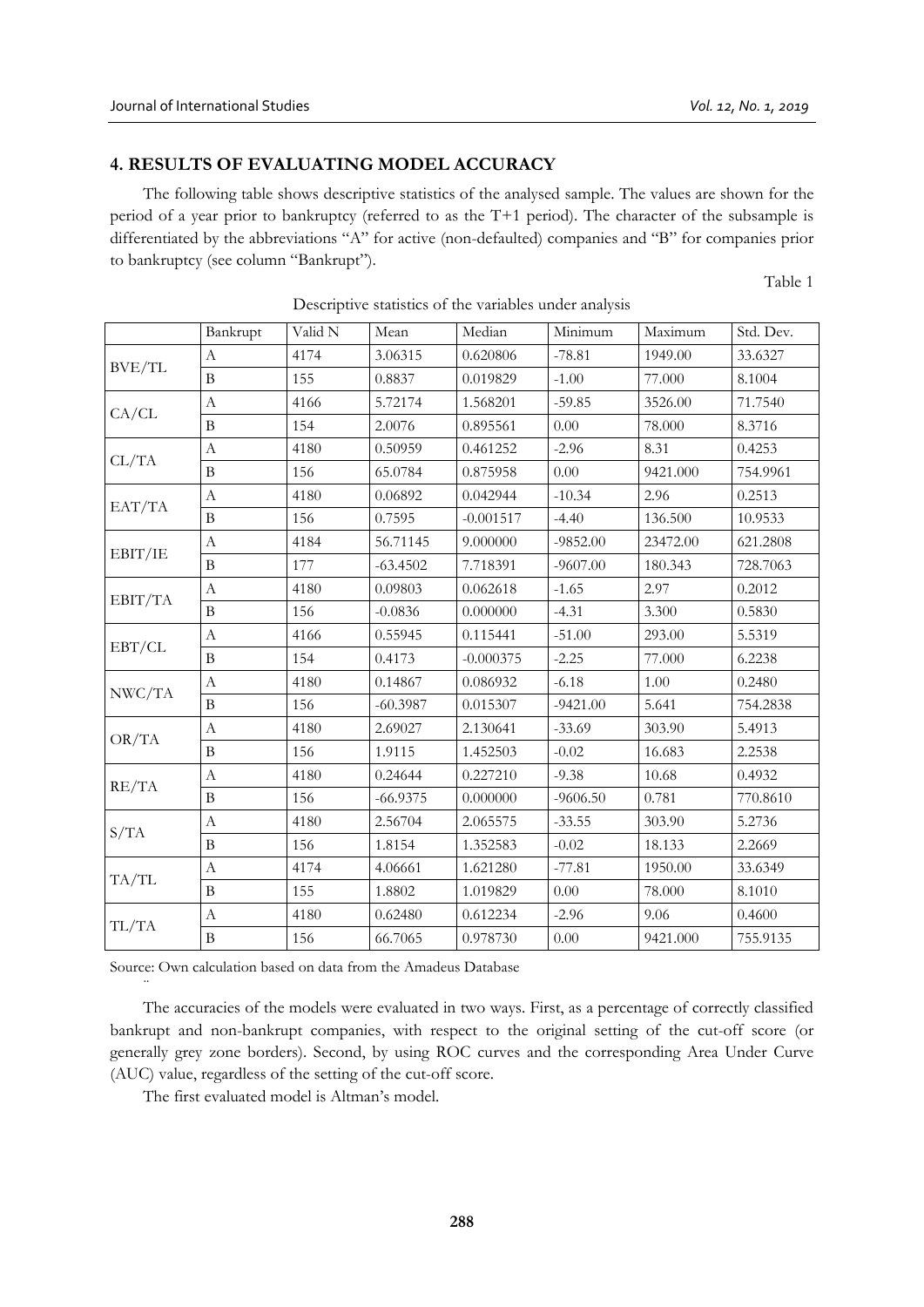## 4. RESULTS OF EVALUATING MODEL ACCURACY

The following table shows descriptive statistics of the analysed sample. The values are shown for the period of a year prior to bankruptcy (referred to as the T+1 period). The character of the subsample is differentiated by the abbreviations "A" for active (non-defaulted) companies and "B" for companies prior to bankruptcy (see column "Bankrupt").

Table 1

Descriptive statistics of the variables under analysis

| | Bankrupt | Valid N | Mean | Median | Minimum | Maximum | Std. Dev. |
|---|---|---|---|---|---|---|---|
| BVE/TL | A | 4174 | 3.06315 | 0.620806 | -78.81 | 1949.00 | 33.6327 |
| | B | 155 | 0.8837 | 0.019829 | -1.00 | 77.000 | 8.1004 |
| CA/CL | A | 4166 | 5.72174 | 1.568201 | -59.85 | 3526.00 | 71.7540 |
| | B | 154 | 2.0076 | 0.895561 | 0.00 | 78.000 | 8.3716 |
| CL/TA | A | 4180 | 0.50959 | 0.461252 | -2.96 | 8.31 | 0.4253 |
| | B | 156 | 65.0784 | 0.875958 | 0.00 | 9421.000 | 754.9961 |
| EAT/TA | A | 4180 | 0.06892 | 0.042944 | -10.34 | 2.96 | 0.2513 |
| | B | 156 | 0.7595 | -0.001517 | -4.40 | 136.500 | 10.9533 |
| EBIT/IE | A | 4184 | 56.71145 | 9.000000 | -9852.00 | 23472.00 | 621.2808 |
| | B | 177 | -63.4502 | 7.718391 | -9607.00 | 180.343 | 728.7063 |
| EBIT/TA | A | 4180 | 0.09803 | 0.062618 | -1.65 | 2.97 | 0.2012 |
| | B | 156 | -0.0836 | 0.000000 | -4.31 | 3.300 | 0.5830 |
| EBT/CL | A | 4166 | 0.55945 | 0.115441 | -51.00 | 293.00 | 5.5319 |
| | B | 154 | 0.4173 | -0.000375 | -2.25 | 77.000 | 6.2238 |
| NWC/TA | A | 4180 | 0.14867 | 0.086932 | -6.18 | 1.00 | 0.2480 |
| | B | 156 | -60.3987 | 0.015307 | -9421.00 | 5.641 | 754.2838 |
| OR/TA | A | 4180 | 2.69027 | 2.130641 | -33.69 | 303.90 | 5.4913 |
| | B | 156 | 1.9115 | 1.452503 | -0.02 | 16.683 | 2.2538 |
| RE/TA | A | 4180 | 0.24644 | 0.227210 | -9.38 | 10.68 | 0.4932 |
| | B | 156 | -66.9375 | 0.000000 | -9606.50 | 0.781 | 770.8610 |
| S/TA | A | 4180 | 2.56704 | 2.065575 | -33.55 | 303.90 | 5.2736 |
| | B | 156 | 1.8154 | 1.352583 | -0.02 | 18.133 | 2.2669 |
| TA/TL | A | 4174 | 4.06661 | 1.621280 | -77.81 | 1950.00 | 33.6349 |
| | B | 155 | 1.8802 | 1.019829 | 0.00 | 78.000 | 8.1010 |
| TL/TA | A | 4180 | 0.62480 | 0.612234 | -2.96 | 9.06 | 0.4600 |
| | B | 156 | 66.7065 | 0.978730 | 0.00 | 9421.000 | 755.9135 |

Source: Own calculation based on data from the Amadeus Database

The accuracies of the models were evaluated in two ways. First, as a percentage of correctly classified bankrupt and non-bankrupt companies, with respect to the original setting of the cut-off score (or generally grey zone borders). Second, by using ROC curves and the corresponding Area Under Curve (AUC) value, regardless of the setting of the cut-off score.

The first evaluated model is Altman's model.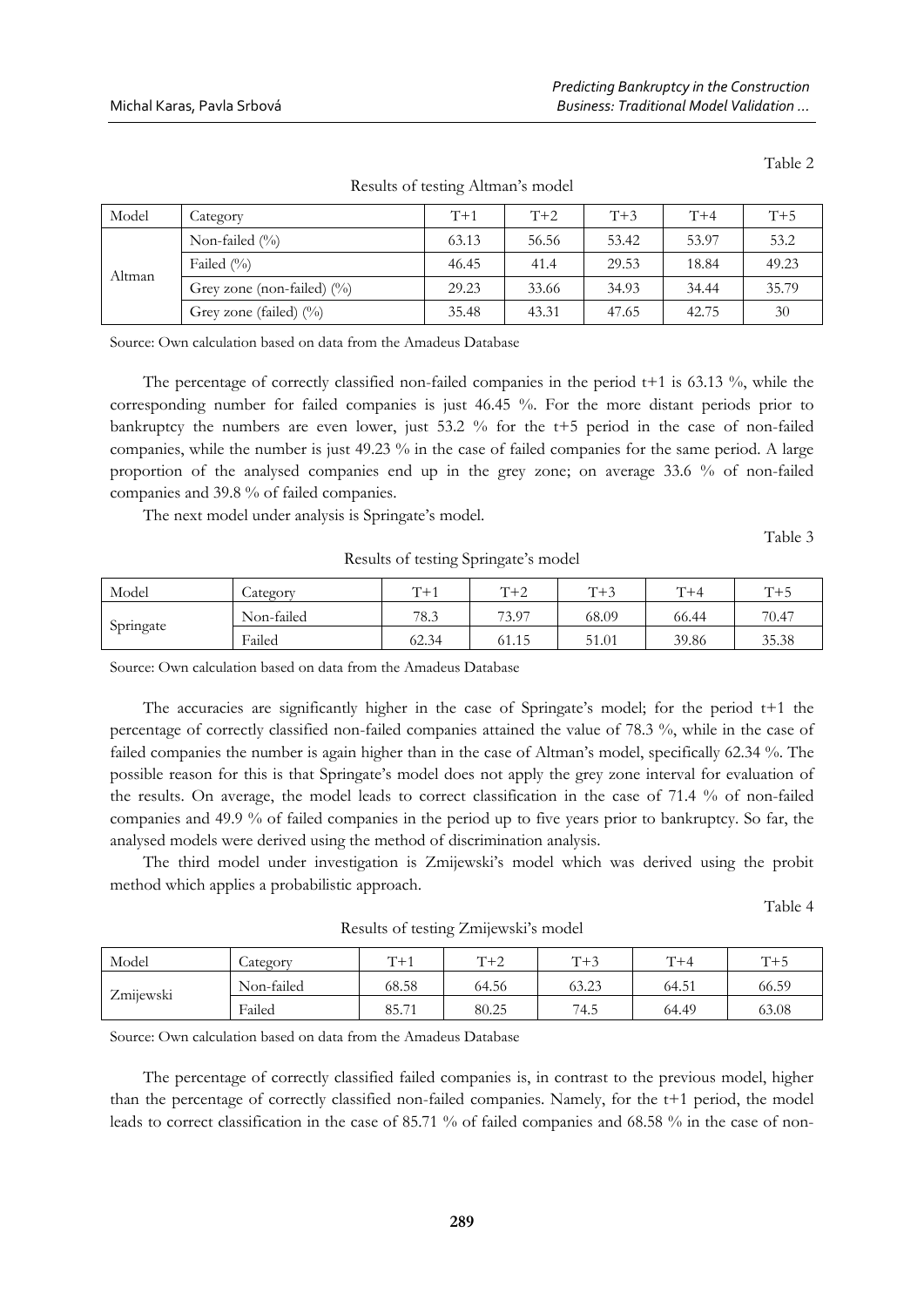Table 2

Results of testing Altman's model

| Model | Category | T+1 | T+2 | T+3 | T+4 | T+5 |
|---|---|---|---|---|---|---|
| Altman | Non-failed (%) | 63.13 | 56.56 | 53.42 | 53.97 | 53.2 |
| | Failed (%) | 46.45 | 41.4 | 29.53 | 18.84 | 49.23 |
| | Grey zone (non-failed) (%) | 29.23 | 33.66 | 34.93 | 34.44 | 35.79 |
| | Grey zone (failed) (%) | 35.48 | 43.31 | 47.65 | 42.75 | 30 |

Source: Own calculation based on data from the Amadeus Database

The percentage of correctly classified non-failed companies in the period t+1 is 63.13 %, while the corresponding number for failed companies is just 46.45 %. For the more distant periods prior to bankruptcy the numbers are even lower, just 53.2 % for the t+5 period in the case of non-failed companies, while the number is just 49.23 % in the case of failed companies for the same period. A large proportion of the analysed companies end up in the grey zone; on average 33.6 % of non-failed companies and 39.8 % of failed companies.

The next model under analysis is Springate's model.

Table 3

Results of testing Springate's model

| Model | Category | T+1 | T+2 | T+3 | T+4 | T+5 |
|---|---|---|---|---|---|---|
| Springate | Non-failed | 78.3 | 73.97 | 68.09 | 66.44 | 70.47 |
| | Failed | 62.34 | 61.15 | 51.01 | 39.86 | 35.38 |

Source: Own calculation based on data from the Amadeus Database

The accuracies are significantly higher in the case of Springate's model; for the period t+1 the percentage of correctly classified non-failed companies attained the value of 78.3 %, while in the case of failed companies the number is again higher than in the case of Altman's model, specifically 62.34 %. The possible reason for this is that Springate's model does not apply the grey zone interval for evaluation of the results. On average, the model leads to correct classification in the case of 71.4 % of non-failed companies and 49.9 % of failed companies in the period up to five years prior to bankruptcy. So far, the analysed models were derived using the method of discrimination analysis.

The third model under investigation is Zmijewski's model which was derived using the probit method which applies a probabilistic approach.

Table 4

Results of testing Zmijewski's model

| Model | Category | T+1 | T+2 | T+3 | T+4 | T+5 |
|---|---|---|---|---|---|---|
| Zmijewski | Non-failed | 68.58 | 64.56 | 63.23 | 64.51 | 66.59 |
| | Failed | 85.71 | 80.25 | 74.5 | 64.49 | 63.08 |

Source: Own calculation based on data from the Amadeus Database

The percentage of correctly classified failed companies is, in contrast to the previous model, higher than the percentage of correctly classified non-failed companies. Namely, for the t+1 period, the model leads to correct classification in the case of 85.71 % of failed companies and 68.58 % in the case of non-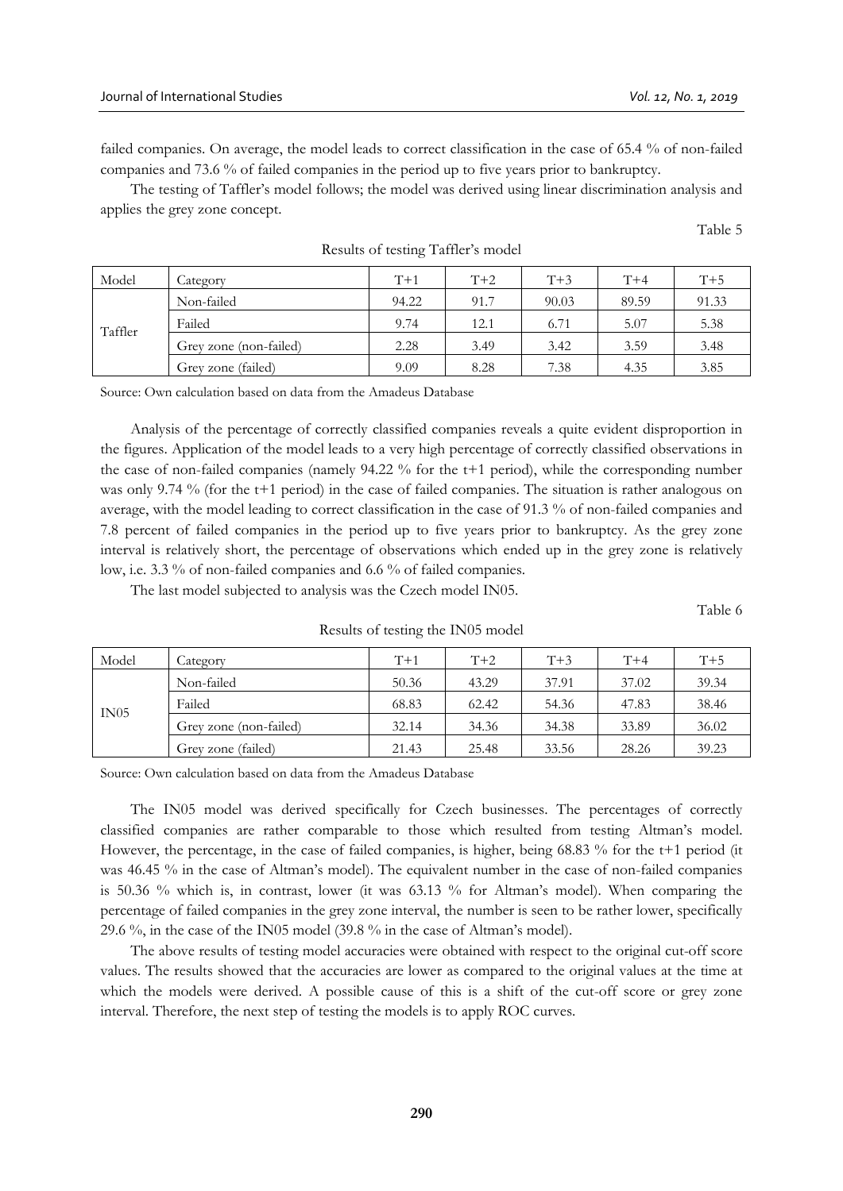failed companies. On average, the model leads to correct classification in the case of 65.4 % of non-failed companies and 73.6 % of failed companies in the period up to five years prior to bankruptcy.

The testing of Taffler's model follows; the model was derived using linear discrimination analysis and applies the grey zone concept.

Table 5

Results of testing Taffler's model

| Model | Category | T+1 | T+2 | T+3 | T+4 | T+5 |
|---|---|---|---|---|---|---|
| Taffler | Non-failed | 94.22 | 91.7 | 90.03 | 89.59 | 91.33 |
| | Failed | 9.74 | 12.1 | 6.71 | 5.07 | 5.38 |
| | Grey zone (non-failed) | 2.28 | 3.49 | 3.42 | 3.59 | 3.48 |
| | Grey zone (failed) | 9.09 | 8.28 | 7.38 | 4.35 | 3.85 |

Source: Own calculation based on data from the Amadeus Database

Analysis of the percentage of correctly classified companies reveals a quite evident disproportion in the figures. Application of the model leads to a very high percentage of correctly classified observations in the case of non-failed companies (namely 94.22 % for the t+1 period), while the corresponding number was only 9.74 % (for the t+1 period) in the case of failed companies. The situation is rather analogous on average, with the model leading to correct classification in the case of 91.3 % of non-failed companies and 7.8 percent of failed companies in the period up to five years prior to bankruptcy. As the grey zone interval is relatively short, the percentage of observations which ended up in the grey zone is relatively low, i.e. 3.3 % of non-failed companies and 6.6 % of failed companies.

The last model subjected to analysis was the Czech model IN05.

Table 6

Results of testing the IN05 model

| Model | Category | T+1 | T+2 | T+3 | T+4 | T+5 |
|---|---|---|---|---|---|---|
| IN05 | Non-failed | 50.36 | 43.29 | 37.91 | 37.02 | 39.34 |
| | Failed | 68.83 | 62.42 | 54.36 | 47.83 | 38.46 |
| | Grey zone (non-failed) | 32.14 | 34.36 | 34.38 | 33.89 | 36.02 |
| | Grey zone (failed) | 21.43 | 25.48 | 33.56 | 28.26 | 39.23 |

Source: Own calculation based on data from the Amadeus Database

The IN05 model was derived specifically for Czech businesses. The percentages of correctly classified companies are rather comparable to those which resulted from testing Altman's model. However, the percentage, in the case of failed companies, is higher, being 68.83 % for the t+1 period (it was 46.45 % in the case of Altman's model). The equivalent number in the case of non-failed companies is 50.36 % which is, in contrast, lower (it was 63.13 % for Altman's model). When comparing the percentage of failed companies in the grey zone interval, the number is seen to be rather lower, specifically 29.6 %, in the case of the IN05 model (39.8 % in the case of Altman's model).

The above results of testing model accuracies were obtained with respect to the original cut-off score values. The results showed that the accuracies are lower as compared to the original values at the time at which the models were derived. A possible cause of this is a shift of the cut-off score or grey zone interval. Therefore, the next step of testing the models is to apply ROC curves.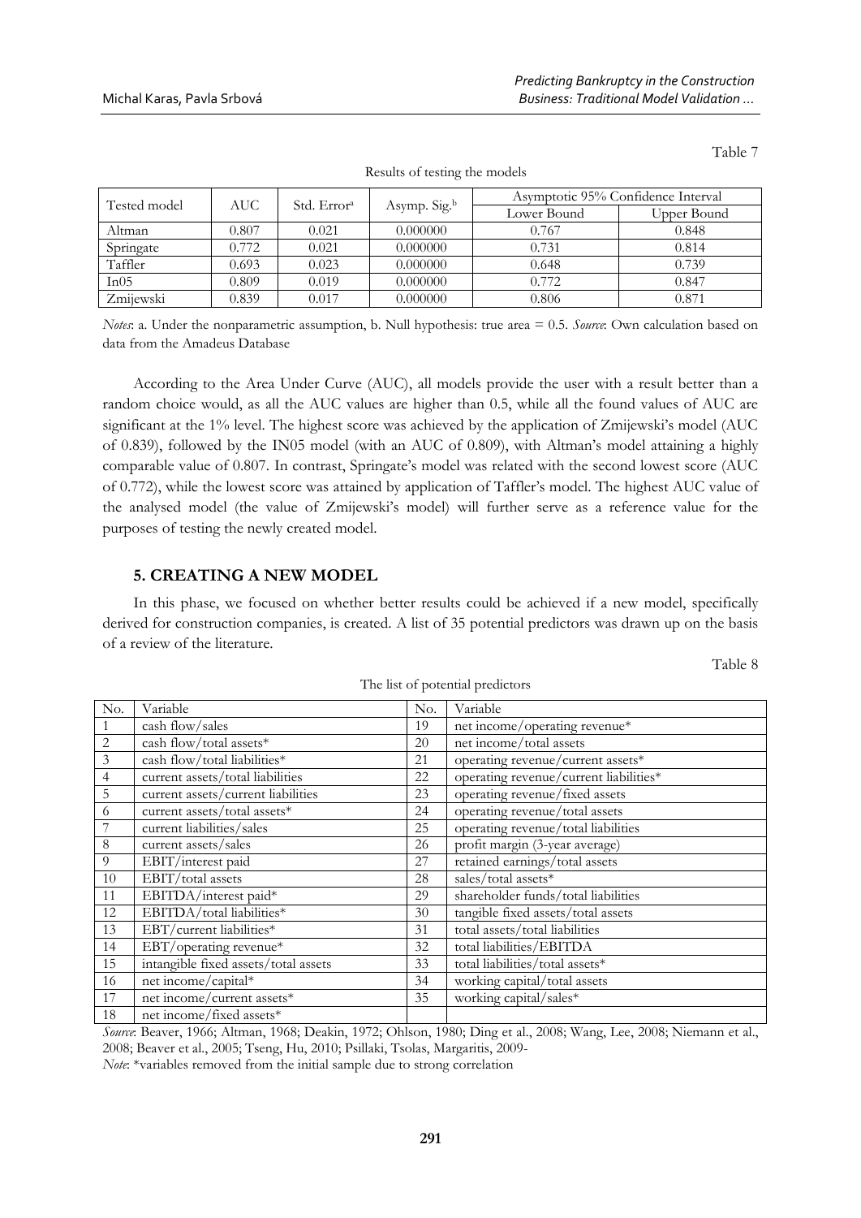Table 7

Results of testing the models

| Tested model | AUC | Std. Error[a] | Asymp. Sig.[b] | Asymptotic 95% Confidence Interval | |
|---|---|---|---|---|---|
| | | | | Lower Bound | Upper Bound |
| Altman | 0.807 | 0.021 | 0.000000 | 0.767 | 0.848 |
| Springate | 0.772 | 0.021 | 0.000000 | 0.731 | 0.814 |
| Taffler | 0.693 | 0.023 | 0.000000 | 0.648 | 0.739 |
| In05 | 0.809 | 0.019 | 0.000000 | 0.772 | 0.847 |
| Zmijewski | 0.839 | 0.017 | 0.000000 | 0.806 | 0.871 |

*Notes*: a. Under the nonparametric assumption, b. Null hypothesis: true area = 0.5. *Source*: Own calculation based on data from the Amadeus Database

According to the Area Under Curve (AUC), all models provide the user with a result better than a random choice would, as all the AUC values are higher than 0.5, while all the found values of AUC are significant at the 1% level. The highest score was achieved by the application of Zmijewski's model (AUC of 0.839), followed by the IN05 model (with an AUC of 0.809), with Altman's model attaining a highly comparable value of 0.807. In contrast, Springate's model was related with the second lowest score (AUC of 0.772), while the lowest score was attained by application of Taffler's model. The highest AUC value of the analysed model (the value of Zmijewski's model) will further serve as a reference value for the purposes of testing the newly created model.

## 5. CREATING A NEW MODEL

In this phase, we focused on whether better results could be achieved if a new model, specifically derived for construction companies, is created. A list of 35 potential predictors was drawn up on the basis of a review of the literature.

Table 8

The list of potential predictors

| No. | Variable | No. | Variable |
|---|---|---|---|
| 1 | cash flow/sales | 19 | net income/operating revenue* |
| 2 | cash flow/total assets* | 20 | net income/total assets |
| 3 | cash flow/total liabilities* | 21 | operating revenue/current assets* |
| 4 | current assets/total liabilities | 22 | operating revenue/current liabilities* |
| 5 | current assets/current liabilities | 23 | operating revenue/fixed assets |
| 6 | current assets/total assets* | 24 | operating revenue/total assets |
| 7 | current liabilities/sales | 25 | operating revenue/total liabilities |
| 8 | current assets/sales | 26 | profit margin (3-year average) |
| 9 | EBIT/interest paid | 27 | retained earnings/total assets |
| 10 | EBIT/total assets | 28 | sales/total assets* |
| 11 | EBITDA/interest paid* | 29 | shareholder funds/total liabilities |
| 12 | EBITDA/total liabilities* | 30 | tangible fixed assets/total assets |
| 13 | EBT/current liabilities* | 31 | total assets/total liabilities |
| 14 | EBT/operating revenue* | 32 | total liabilities/EBITDA |
| 15 | intangible fixed assets/total assets | 33 | total liabilities/total assets* |
| 16 | net income/capital* | 34 | working capital/total assets |
| 17 | net income/current assets* | 35 | working capital/sales* |
| 18 | net income/fixed assets* | | |

*Source*: Beaver, 1966; Altman, 1968; Deakin, 1972; Ohlson, 1980; Ding et al., 2008; Wang, Lee, 2008; Niemann et al., 2008; Beaver et al., 2005; Tseng, Hu, 2010; Psillaki, Tsolas, Margaritis, 2009-

*Note*: *variables removed from the initial sample due to strong correlation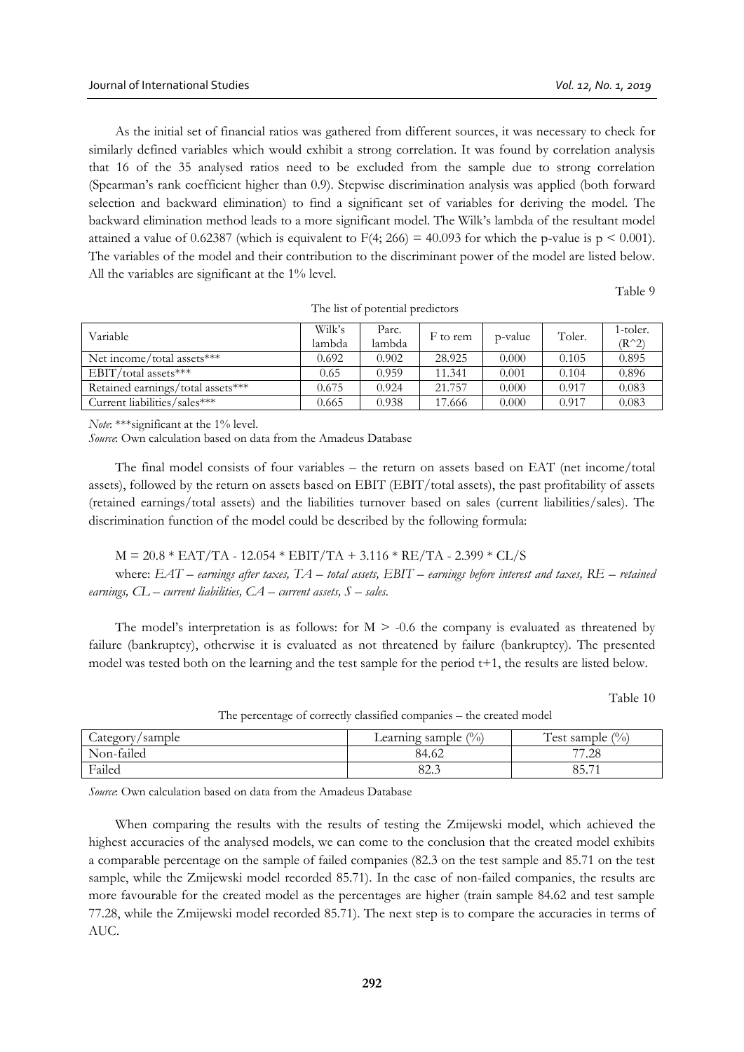As the initial set of financial ratios was gathered from different sources, it was necessary to check for similarly defined variables which would exhibit a strong correlation. It was found by correlation analysis that 16 of the 35 analysed ratios need to be excluded from the sample due to strong correlation (Spearman's rank coefficient higher than 0.9). Stepwise discrimination analysis was applied (both forward selection and backward elimination) to find a significant set of variables for deriving the model. The backward elimination method leads to a more significant model. The Wilk's lambda of the resultant model attained a value of 0.62387 (which is equivalent to $F(4; 266) = 40.093$ for which the p-value is $p < 0.001$). The variables of the model and their contribution to the discriminant power of the model are listed below. All the variables are significant at the 1% level.

Table 9

The list of potential predictors

| Variable | Wilk's lambda | Parc. lambda | F to rem | p-value | Toler. | 1-toler. (R^2) |
|---|---|---|---|---|---|---|
| Net income/total assets*** | 0.692 | 0.902 | 28.925 | 0.000 | 0.105 | 0.895 |
| EBIT/total assets*** | 0.65 | 0.959 | 11.341 | 0.001 | 0.104 | 0.896 |
| Retained earnings/total assets*** | 0.675 | 0.924 | 21.757 | 0.000 | 0.917 | 0.083 |
| Current liabilities/sales*** | 0.665 | 0.938 | 17.666 | 0.000 | 0.917 | 0.083 |

*Note*: ***significant at the 1% level.

*Source*: Own calculation based on data from the Amadeus Database

The final model consists of four variables – the return on assets based on EAT (net income/total assets), followed by the return on assets based on EBIT (EBIT/total assets), the past profitability of assets (retained earnings/total assets) and the liabilities turnover based on sales (current liabilities/sales). The discrimination function of the model could be described by the following formula:

$$M = 20.8 * EAT/TA - 12.054 * EBIT/TA + 3.116 * RE/TA - 2.399 * CL/S$$

where: *EAT – earnings after taxes, TA – total assets, EBIT – earnings before interest and taxes, RE – retained earnings, CL – current liabilities, CA – current assets, S – sales.*

The model's interpretation is as follows: for $M > -0.6$ the company is evaluated as threatened by failure (bankruptcy), otherwise it is evaluated as not threatened by failure (bankruptcy). The presented model was tested both on the learning and the test sample for the period t+1, the results are listed below.

Table 10

The percentage of correctly classified companies – the created model

| Category/sample | Learning sample (%) | Test sample (%) |
|---|---|---|
| Non-failed | 84.62 | 77.28 |
| Failed | 82.3 | 85.71 |

*Source*: Own calculation based on data from the Amadeus Database

When comparing the results with the results of testing the Zmijewski model, which achieved the highest accuracies of the analysed models, we can come to the conclusion that the created model exhibits a comparable percentage on the sample of failed companies (82.3 on the test sample and 85.71 on the test sample, while the Zmijewski model recorded 85.71). In the case of non-failed companies, the results are more favourable for the created model as the percentages are higher (train sample 84.62 and test sample 77.28, while the Zmijewski model recorded 85.71). The next step is to compare the accuracies in terms of AUC.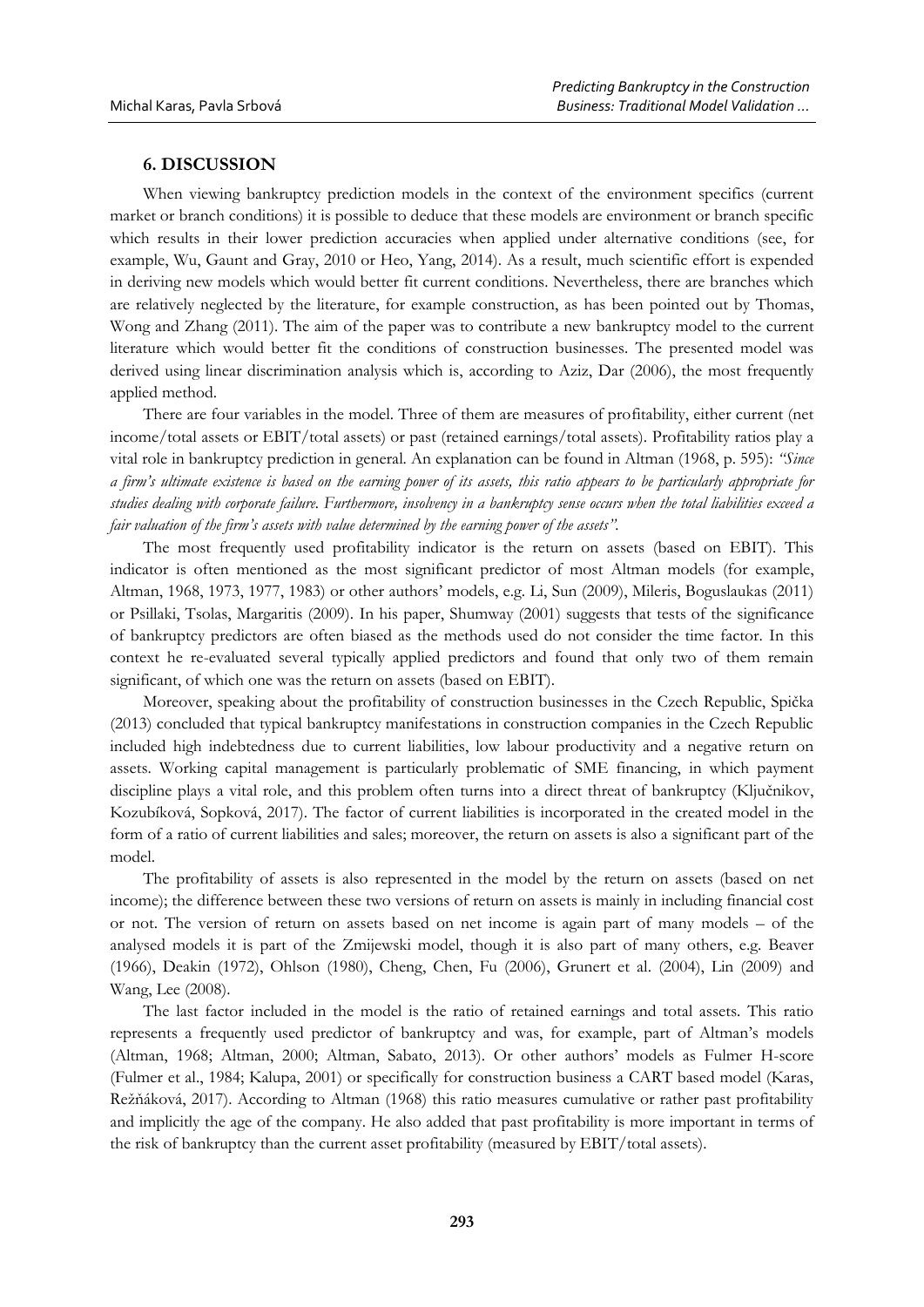## 6. DISCUSSION

When viewing bankruptcy prediction models in the context of the environment specifics (current market or branch conditions) it is possible to deduce that these models are environment or branch specific which results in their lower prediction accuracies when applied under alternative conditions (see, for example, Wu, Gaunt and Gray, 2010 or Heo, Yang, 2014). As a result, much scientific effort is expended in deriving new models which would better fit current conditions. Nevertheless, there are branches which are relatively neglected by the literature, for example construction, as has been pointed out by Thomas, Wong and Zhang (2011). The aim of the paper was to contribute a new bankruptcy model to the current literature which would better fit the conditions of construction businesses. The presented model was derived using linear discrimination analysis which is, according to Aziz, Dar (2006), the most frequently applied method.

There are four variables in the model. Three of them are measures of profitability, either current (net income/total assets or EBIT/total assets) or past (retained earnings/total assets). Profitability ratios play a vital role in bankruptcy prediction in general. An explanation can be found in Altman (1968, p. 595): *"Since a firm's ultimate existence is based on the earning power of its assets, this ratio appears to be particularly appropriate for studies dealing with corporate failure. Furthermore, insolvency in a bankruptcy sense occurs when the total liabilities exceed a fair valuation of the firm's assets with value determined by the earning power of the assets".*

The most frequently used profitability indicator is the return on assets (based on EBIT). This indicator is often mentioned as the most significant predictor of most Altman models (for example, Altman, 1968, 1973, 1977, 1983) or other authors' models, e.g. Li, Sun (2009), Mileris, Boguslaukas (2011) or Psillaki, Tsolas, Margaritis (2009). In his paper, Shumway (2001) suggests that tests of the significance of bankruptcy predictors are often biased as the methods used do not consider the time factor. In this context he re-evaluated several typically applied predictors and found that only two of them remain significant, of which one was the return on assets (based on EBIT).

Moreover, speaking about the profitability of construction businesses in the Czech Republic, Spička (2013) concluded that typical bankruptcy manifestations in construction companies in the Czech Republic included high indebtedness due to current liabilities, low labour productivity and a negative return on assets. Working capital management is particularly problematic of SME financing, in which payment discipline plays a vital role, and this problem often turns into a direct threat of bankruptcy (Ključnikov, Kozubíková, Sopková, 2017). The factor of current liabilities is incorporated in the created model in the form of a ratio of current liabilities and sales; moreover, the return on assets is also a significant part of the model.

The profitability of assets is also represented in the model by the return on assets (based on net income); the difference between these two versions of return on assets is mainly in including financial cost or not. The version of return on assets based on net income is again part of many models – of the analysed models it is part of the Zmijewski model, though it is also part of many others, e.g. Beaver (1966), Deakin (1972), Ohlson (1980), Cheng, Chen, Fu (2006), Grunert et al. (2004), Lin (2009) and Wang, Lee (2008).

The last factor included in the model is the ratio of retained earnings and total assets. This ratio represents a frequently used predictor of bankruptcy and was, for example, part of Altman's models (Altman, 1968; Altman, 2000; Altman, Sabato, 2013). Or other authors' models as Fulmer H-score (Fulmer et al., 1984; Kalupa, 2001) or specifically for construction business a CART based model (Karas, Režňáková, 2017). According to Altman (1968) this ratio measures cumulative or rather past profitability and implicitly the age of the company. He also added that past profitability is more important in terms of the risk of bankruptcy than the current asset profitability (measured by EBIT/total assets).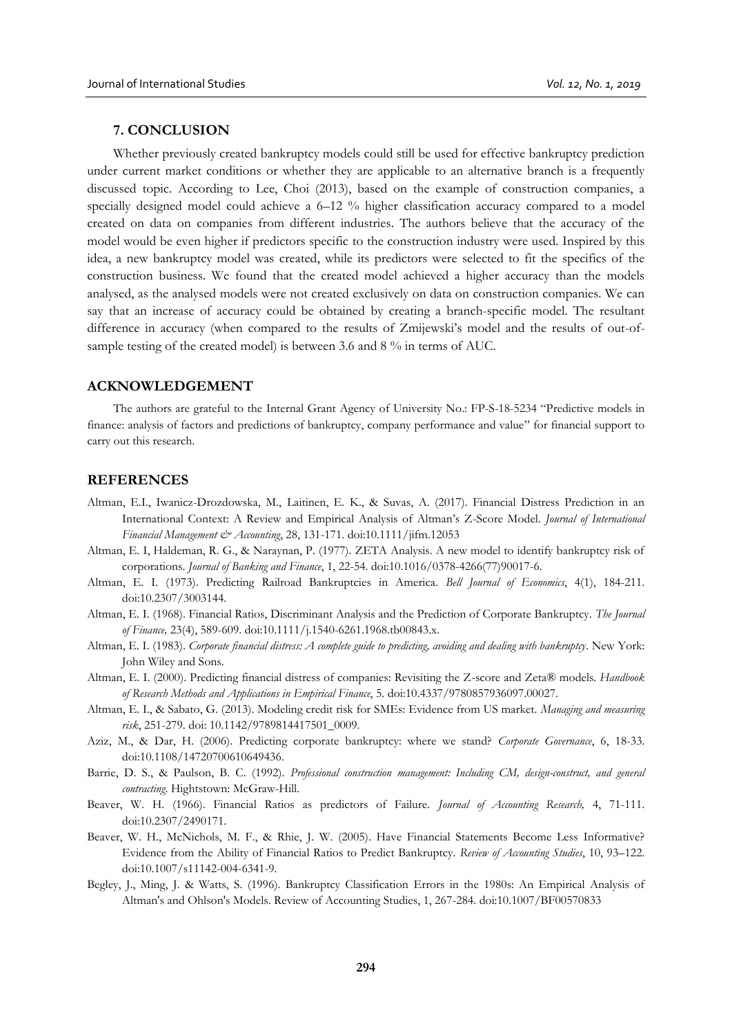## 7. CONCLUSION

Whether previously created bankruptcy models could still be used for effective bankruptcy prediction under current market conditions or whether they are applicable to an alternative branch is a frequently discussed topic. According to Lee, Choi (2013), based on the example of construction companies, a specially designed model could achieve a 6–12 % higher classification accuracy compared to a model created on data on companies from different industries. The authors believe that the accuracy of the model would be even higher if predictors specific to the construction industry were used. Inspired by this idea, a new bankruptcy model was created, while its predictors were selected to fit the specifics of the construction business. We found that the created model achieved a higher accuracy than the models analysed, as the analysed models were not created exclusively on data on construction companies. We can say that an increase of accuracy could be obtained by creating a branch-specific model. The resultant difference in accuracy (when compared to the results of Zmijewski's model and the results of out-of-sample testing of the created model) is between 3.6 and 8 % in terms of AUC.

## ACKNOWLEDGEMENT

The authors are grateful to the Internal Grant Agency of University No.: FP-S-18-5234 "Predictive models in finance: analysis of factors and predictions of bankruptcy, company performance and value" for financial support to carry out this research.

## REFERENCES

Altman, E.I., Iwanicz-Drozdowska, M., Laitinen, E. K., & Suvas, A. (2017). Financial Distress Prediction in an International Context: A Review and Empirical Analysis of Altman's Z-Score Model. *Journal of International Financial Management & Accounting*, 28, 131-171. doi:10.1111/jifm.12053

Altman, E. I, Haldeman, R. G., & Naraynan, P. (1977). ZETA Analysis. A new model to identify bankruptcy risk of corporations. *Journal of Banking and Finance*, 1, 22-54. doi:10.1016/0378-4266(77)90017-6.

Altman, E. I. (1973). Predicting Railroad Bankruptcies in America. *Bell Journal of Economics*, 4(1), 184-211. doi:10.2307/3003144.

Altman, E. I. (1968). Financial Ratios, Discriminant Analysis and the Prediction of Corporate Bankruptcy. *The Journal of Finance,* 23(4), 589-609. doi:10.1111/j.1540-6261.1968.tb00843.x.

Altman, E. I. (1983). *Corporate financial distress: A complete guide to predicting, avoiding and dealing with bankruptcy*. New York: John Wiley and Sons.

Altman, E. I. (2000). Predicting financial distress of companies: Revisiting the Z-score and Zeta® models. *Handbook of Research Methods and Applications in Empirical Finance*, 5. doi:10.4337/9780857936097.00027.

Altman, E. I., & Sabato, G. (2013). Modeling credit risk for SMEs: Evidence from US market. *Managing and measuring risk*, 251-279. doi: 10.1142/9789814417501_0009.

Aziz, M., & Dar, H. (2006). Predicting corporate bankruptcy: where we stand? *Corporate Governance*, 6, 18-33. doi:10.1108/14720700610649436.

Barrie, D. S., & Paulson, B. C. (1992). *Professional construction management: Including CM, design-construct, and general contracting*. Hightstown: McGraw-Hill.

Beaver, W. H. (1966). Financial Ratios as predictors of Failure. *Journal of Accounting Research,* 4, 71-111. doi:10.2307/2490171.

Beaver, W. H., McNichols, M. F., & Rhie, J. W. (2005). Have Financial Statements Become Less Informative? Evidence from the Ability of Financial Ratios to Predict Bankruptcy. *Review of Accounting Studies*, 10, 93–122. doi:10.1007/s11142-004-6341-9.

Begley, J., Ming, J. & Watts, S. (1996). Bankruptcy Classification Errors in the 1980s: An Empirical Analysis of Altman's and Ohlson's Models. Review of Accounting Studies, 1, 267-284. doi:10.1007/BF00570833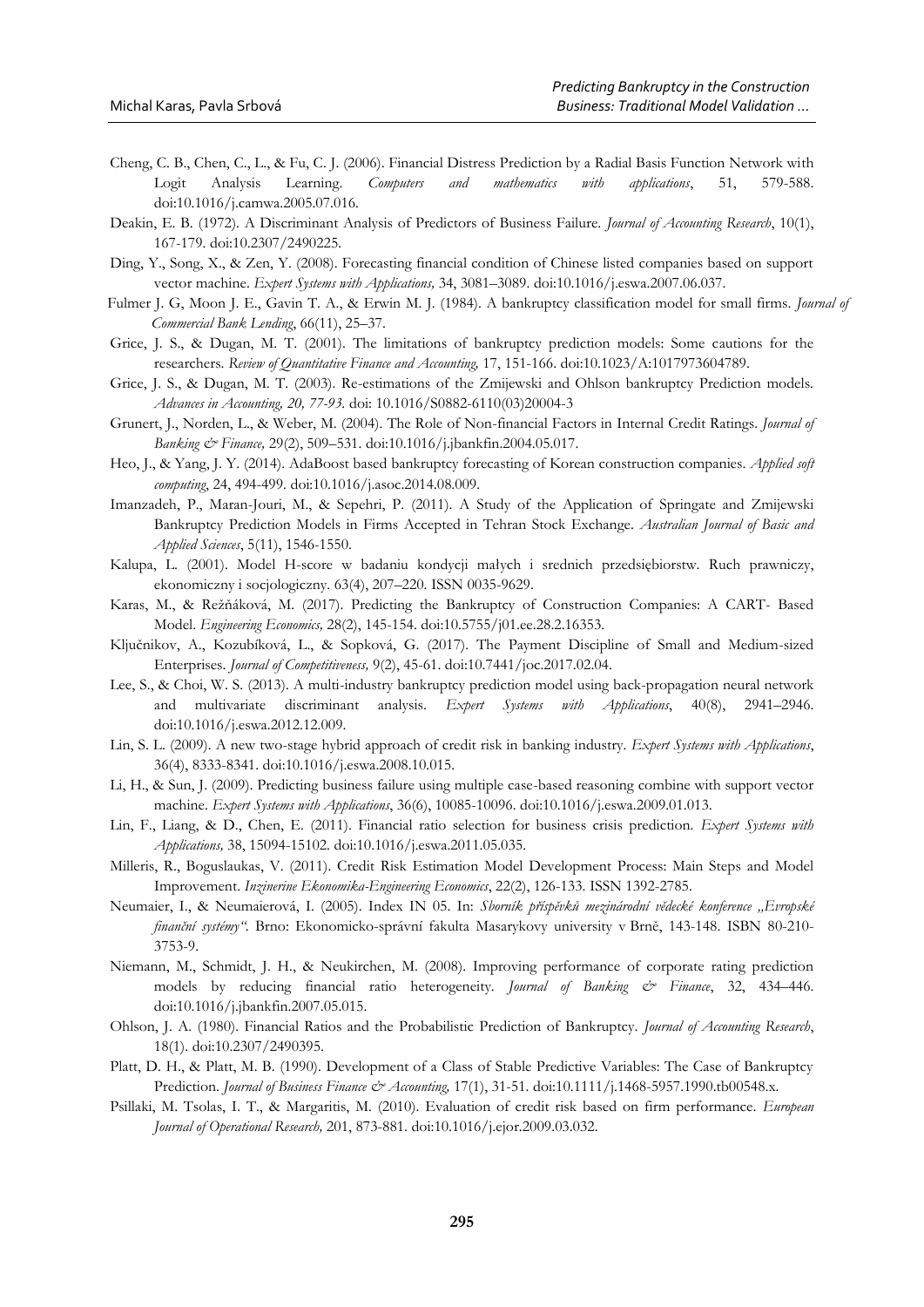Cheng, C. B., Chen, C., L., & Fu, C. J. (2006). Financial Distress Prediction by a Radial Basis Function Network with Logit Analysis Learning. *Computers and mathematics with applications*, 51, 579-588. doi:10.1016/j.camwa.2005.07.016.

Deakin, E. B. (1972). A Discriminant Analysis of Predictors of Business Failure. *Journal of Accounting Research*, 10(1), 167-179. doi:10.2307/2490225.

Ding, Y., Song, X., & Zen, Y. (2008). Forecasting financial condition of Chinese listed companies based on support vector machine. *Expert Systems with Applications,* 34, 3081–3089. doi:10.1016/j.eswa.2007.06.037.

Fulmer J. G, Moon J. E., Gavin T. A., & Erwin M. J. (1984). A bankruptcy classification model for small firms. *Journal of Commercial Bank Lending*, 66(11), 25–37.

Grice, J. S., & Dugan, M. T. (2001). The limitations of bankruptcy prediction models: Some cautions for the researchers. *Review of Quantitative Finance and Accounting,* 17, 151-166. doi:10.1023/A:1017973604789.

Grice, J. S., & Dugan, M. T. (2003). Re-estimations of the Zmijewski and Ohlson bankruptcy Prediction models. *Advances in Accounting, 20, 77-93*. doi: 10.1016/S0882-6110(03)20004-3

Grunert, J., Norden, L., & Weber, M. (2004). The Role of Non-financial Factors in Internal Credit Ratings. *Journal of Banking & Finance,* 29(2), 509–531. doi:10.1016/j.jbankfin.2004.05.017.

Heo, J., & Yang, J. Y. (2014). AdaBoost based bankruptcy forecasting of Korean construction companies. *Applied soft computing*, 24, 494-499. doi:10.1016/j.asoc.2014.08.009.

Imanzadeh, P., Maran-Jouri, M., & Sepehri, P. (2011). A Study of the Application of Springate and Zmijewski Bankruptcy Prediction Models in Firms Accepted in Tehran Stock Exchange. *Australian Journal of Basic and Applied Sciences*, 5(11), 1546-1550.

Kalupa, L. (2001). Model H-score w badaniu kondycji małych i srednich przedsiębiorstw. Ruch prawniczy, ekonomiczny i socjologiczny. 63(4), 207–220. ISSN 0035-9629.

Karas, M., & Režňáková, M. (2017). Predicting the Bankruptcy of Construction Companies: A CART- Based Model. *Engineering Economics,* 28(2), 145-154. doi:10.5755/j01.ee.28.2.16353.

Ključnikov, A., Kozubíková, L., & Sopková, G. (2017). The Payment Discipline of Small and Medium-sized Enterprises. *Journal of Competitiveness,* 9(2), 45-61. doi:10.7441/joc.2017.02.04.

Lee, S., & Choi, W. S. (2013). A multi-industry bankruptcy prediction model using back-propagation neural network and multivariate discriminant analysis. *Expert Systems with Applications*, 40(8), 2941–2946. doi:10.1016/j.eswa.2012.12.009.

Lin, S. L. (2009). A new two-stage hybrid approach of credit risk in banking industry. *Expert Systems with Applications*, 36(4), 8333-8341. doi:10.1016/j.eswa.2008.10.015.

Li, H., & Sun, J. (2009). Predicting business failure using multiple case-based reasoning combine with support vector machine. *Expert Systems with Applications*, 36(6), 10085-10096. doi:10.1016/j.eswa.2009.01.013.

Lin, F., Liang, & D., Chen, E. (2011). Financial ratio selection for business crisis prediction. *Expert Systems with Applications,* 38, 15094-15102. doi:10.1016/j.eswa.2011.05.035.

Milleris, R., Boguslaukas, V. (2011). Credit Risk Estimation Model Development Process: Main Steps and Model Improvement. *Inzinerine Ekonomika-Engineering Economics*, 22(2), 126-133. ISSN 1392-2785.

Neumaier, I., & Neumaierová, I. (2005). Index IN 05. In: *Sborník příspěvků mezinárodní vědecké konference „Evropské finanční systémy"*. Brno: Ekonomicko-správní fakulta Masarykovy university v Brně, 143-148. ISBN 80-210-3753-9.

Niemann, M., Schmidt, J. H., & Neukirchen, M. (2008). Improving performance of corporate rating prediction models by reducing financial ratio heterogeneity. *Journal of Banking & Finance*, 32, 434–446. doi:10.1016/j.jbankfin.2007.05.015.

Ohlson, J. A. (1980). Financial Ratios and the Probabilistic Prediction of Bankruptcy. *Journal of Accounting Research*, 18(1). doi:10.2307/2490395.

Platt, D. H., & Platt, M. B. (1990). Development of a Class of Stable Predictive Variables: The Case of Bankruptcy Prediction. *Journal of Business Finance & Accounting,* 17(1), 31-51. doi:10.1111/j.1468-5957.1990.tb00548.x.

Psillaki, M. Tsolas, I. T., & Margaritis, M. (2010). Evaluation of credit risk based on firm performance. *European Journal of Operational Research,* 201, 873-881. doi:10.1016/j.ejor.2009.03.032.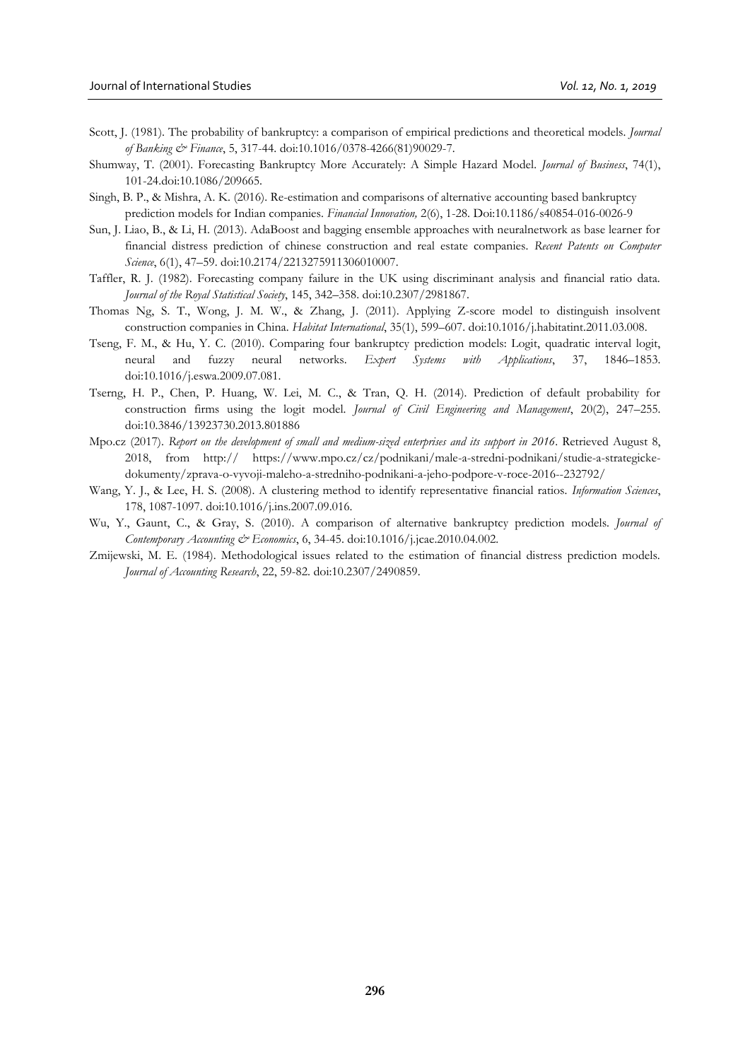Scott, J. (1981). The probability of bankruptcy: a comparison of empirical predictions and theoretical models. *Journal of Banking & Finance*, 5, 317-44. doi:10.1016/0378-4266(81)90029-7.

Shumway, T. (2001). Forecasting Bankruptcy More Accurately: A Simple Hazard Model. *Journal of Business*, 74(1), 101-24.doi:10.1086/209665.

Singh, B. P., & Mishra, A. K. (2016). Re-estimation and comparisons of alternative accounting based bankruptcy prediction models for Indian companies. *Financial Innovation,* 2(6), 1-28. Doi:10.1186/s40854-016-0026-9

Sun, J. Liao, B., & Li, H. (2013). AdaBoost and bagging ensemble approaches with neuralnetwork as base learner for financial distress prediction of chinese construction and real estate companies. *Recent Patents on Computer Science*, 6(1), 47–59. doi:10.2174/2213275911306010007.

Taffler, R. J. (1982). Forecasting company failure in the UK using discriminant analysis and financial ratio data. *Journal of the Royal Statistical Society*, 145, 342–358. doi:10.2307/2981867.

Thomas Ng, S. T., Wong, J. M. W., & Zhang, J. (2011). Applying Z-score model to distinguish insolvent construction companies in China. *Habitat International*, 35(1), 599–607. doi:10.1016/j.habitatint.2011.03.008.

Tseng, F. M., & Hu, Y. C. (2010). Comparing four bankruptcy prediction models: Logit, quadratic interval logit, neural and fuzzy neural networks. *Expert Systems with Applications*, 37, 1846–1853. doi:10.1016/j.eswa.2009.07.081.

Tserng, H. P., Chen, P. Huang, W. Lei, M. C., & Tran, Q. H. (2014). Prediction of default probability for construction firms using the logit model. *Journal of Civil Engineering and Management*, 20(2), 247–255. doi:10.3846/13923730.2013.801886

Mpo.cz (2017). *Report on the development of small and medium-sized enterprises and its support in 2016*. Retrieved August 8, 2018, from http:// https://www.mpo.cz/cz/podnikani/male-a-stredni-podnikani/studie-a-strategicke-dokumenty/zprava-o-vyvoji-maleho-a-stredniho-podnikani-a-jeho-podpore-v-roce-2016--232792/

Wang, Y. J., & Lee, H. S. (2008). A clustering method to identify representative financial ratios. *Information Sciences*, 178, 1087-1097. doi:10.1016/j.ins.2007.09.016.

Wu, Y., Gaunt, C., & Gray, S. (2010). A comparison of alternative bankruptcy prediction models. *Journal of Contemporary Accounting & Economics*, 6, 34-45. doi:10.1016/j.jcae.2010.04.002.

Zmijewski, M. E. (1984). Methodological issues related to the estimation of financial distress prediction models. *Journal of Accounting Research*, 22, 59-82. doi:10.2307/2490859.